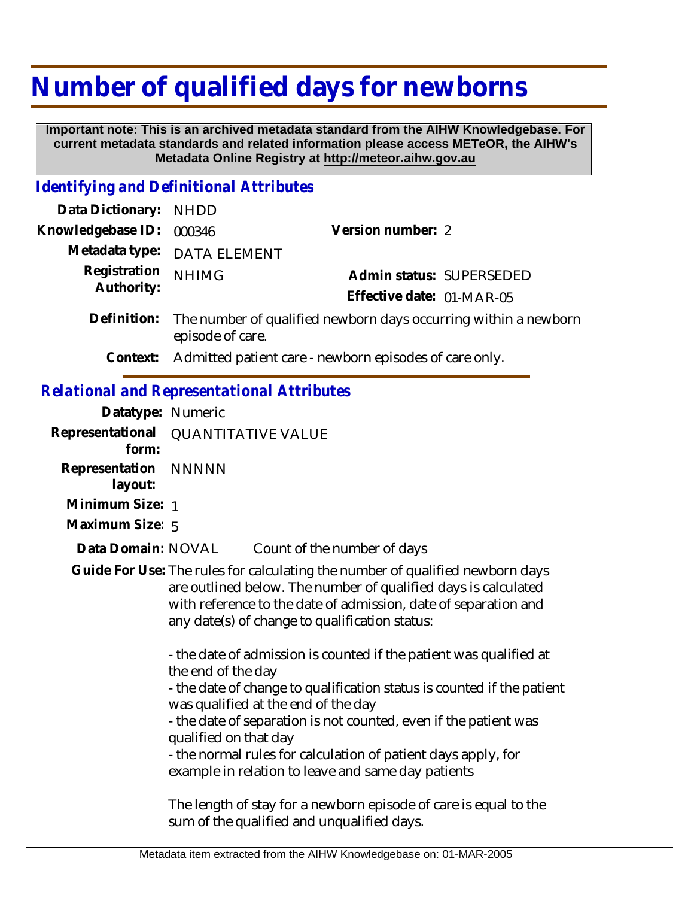# Number of qualified days for newborns

**Important note: This is an archived metadata standard from the AIHW Knowledgebase. For current metadata standards and related information please access METeOR, the AIHW's Metadata Online Registry at http://meteor.aihw.gov.au**

## *Identifying and Definitional Attributes*

| | | | |
|---|---|---|---|
| **Data Dictionary:** | NHDD | | |
| **Knowledgebase ID:** | 000346 | **Version number:** | 2 |
| **Metadata type:** | DATA ELEMENT | | |
| **Registration Authority:** | NHIMG | **Admin status:** | SUPERSEDED |
| | | **Effective date:** | 01-MAR-05 |

**Definition:** The number of qualified newborn days occurring within a newborn episode of care.

**Context:** Admitted patient care - newborn episodes of care only.

## *Relational and Representational Attributes*

**Datatype:** Numeric

**Representational form:** QUANTITATIVE VALUE

**Representation layout:** NNNNN

**Minimum Size:** 1

**Maximum Size:** 5

**Data Domain:** NOVAL Count of the number of days

**Guide For Use:** The rules for calculating the number of qualified newborn days are outlined below. The number of qualified days is calculated with reference to the date of admission, date of separation and any date(s) of change to qualification status:

- the date of admission is counted if the patient was qualified at the end of the day
- the date of change to qualification status is counted if the patient was qualified at the end of the day
- the date of separation is not counted, even if the patient was qualified on that day
- the normal rules for calculation of patient days apply, for example in relation to leave and same day patients

The length of stay for a newborn episode of care is equal to the sum of the qualified and unqualified days.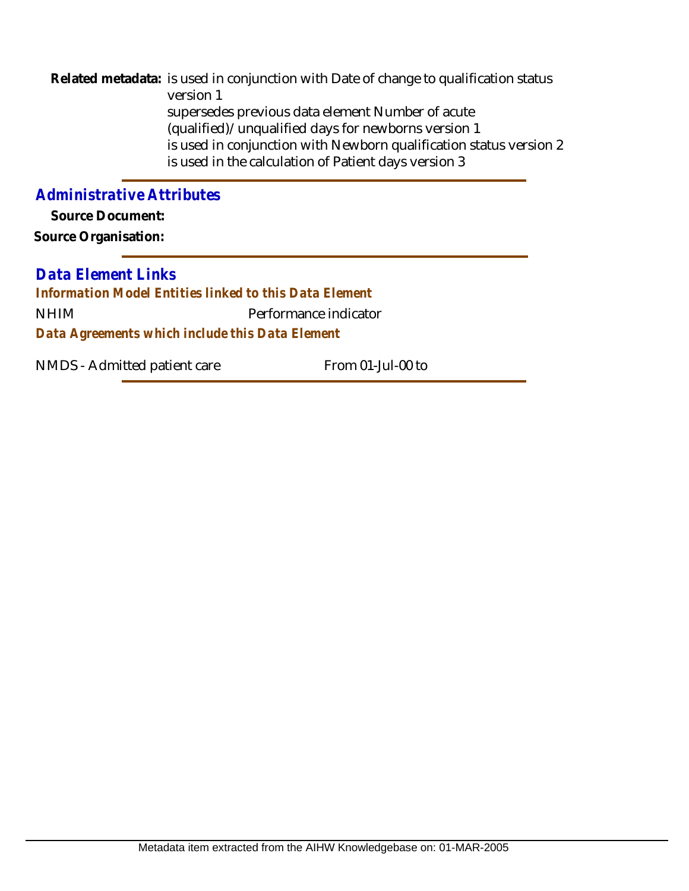**Related metadata:** is used in conjunction with Date of change to qualification status version 1
supersedes previous data element Number of acute (qualified)/unqualified days for newborns version 1
is used in conjunction with Newborn qualification status version 2
is used in the calculation of Patient days version 3

## Administrative Attributes

**Source Document:**

**Source Organisation:**

## Data Element Links

### *Information Model Entities linked to this Data Element*

NHIM Performance indicator

### *Data Agreements which include this Data Element*

NMDS - Admitted patient care From 01-Jul-00 to

Metadata item extracted from the AIHW Knowledgebase on: 01-MAR-2005